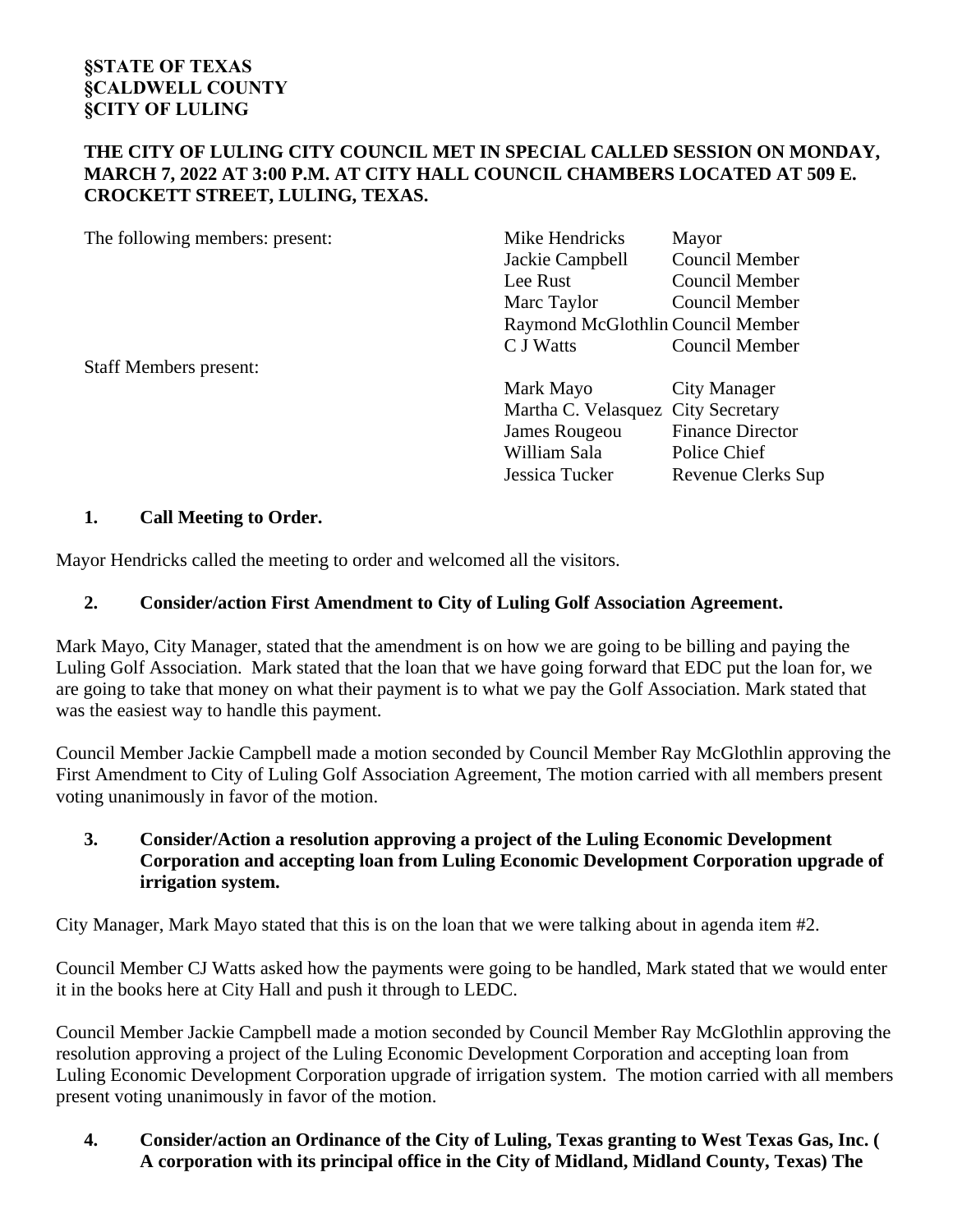**§STATE OF TEXAS**
**§CALDWELL COUNTY**
**§CITY OF LULING**

**THE CITY OF LULING CITY COUNCIL MET IN SPECIAL CALLED SESSION ON MONDAY, MARCH 7, 2022 AT 3:00 P.M. AT CITY HALL COUNCIL CHAMBERS LOCATED AT 509 E. CROCKETT STREET, LULING, TEXAS.**

| | | |
|---|---|---|
| The following members: present: | Mike Hendricks | Mayor |
| | Jackie Campbell | Council Member |
| | Lee Rust | Council Member |
| | Marc Taylor | Council Member |
| | Raymond McGlothlin | Council Member |
| | C J Watts | Council Member |
| Staff Members present: | | |
| | Mark Mayo | City Manager |
| | Martha C. Velasquez | City Secretary |
| | James Rougeou | Finance Director |
| | William Sala | Police Chief |
| | Jessica Tucker | Revenue Clerks Sup |

**1. Call Meeting to Order.**

Mayor Hendricks called the meeting to order and welcomed all the visitors.

**2. Consider/action First Amendment to City of Luling Golf Association Agreement.**

Mark Mayo, City Manager, stated that the amendment is on how we are going to be billing and paying the Luling Golf Association. Mark stated that the loan that we have going forward that EDC put the loan for, we are going to take that money on what their payment is to what we pay the Golf Association. Mark stated that was the easiest way to handle this payment.

Council Member Jackie Campbell made a motion seconded by Council Member Ray McGlothlin approving the First Amendment to City of Luling Golf Association Agreement, The motion carried with all members present voting unanimously in favor of the motion.

**3. Consider/Action a resolution approving a project of the Luling Economic Development Corporation and accepting loan from Luling Economic Development Corporation upgrade of irrigation system.**

City Manager, Mark Mayo stated that this is on the loan that we were talking about in agenda item #2.

Council Member CJ Watts asked how the payments were going to be handled, Mark stated that we would enter it in the books here at City Hall and push it through to LEDC.

Council Member Jackie Campbell made a motion seconded by Council Member Ray McGlothlin approving the resolution approving a project of the Luling Economic Development Corporation and accepting loan from Luling Economic Development Corporation upgrade of irrigation system. The motion carried with all members present voting unanimously in favor of the motion.

**4. Consider/action an Ordinance of the City of Luling, Texas granting to West Texas Gas, Inc. ( A corporation with its principal office in the City of Midland, Midland County, Texas) The**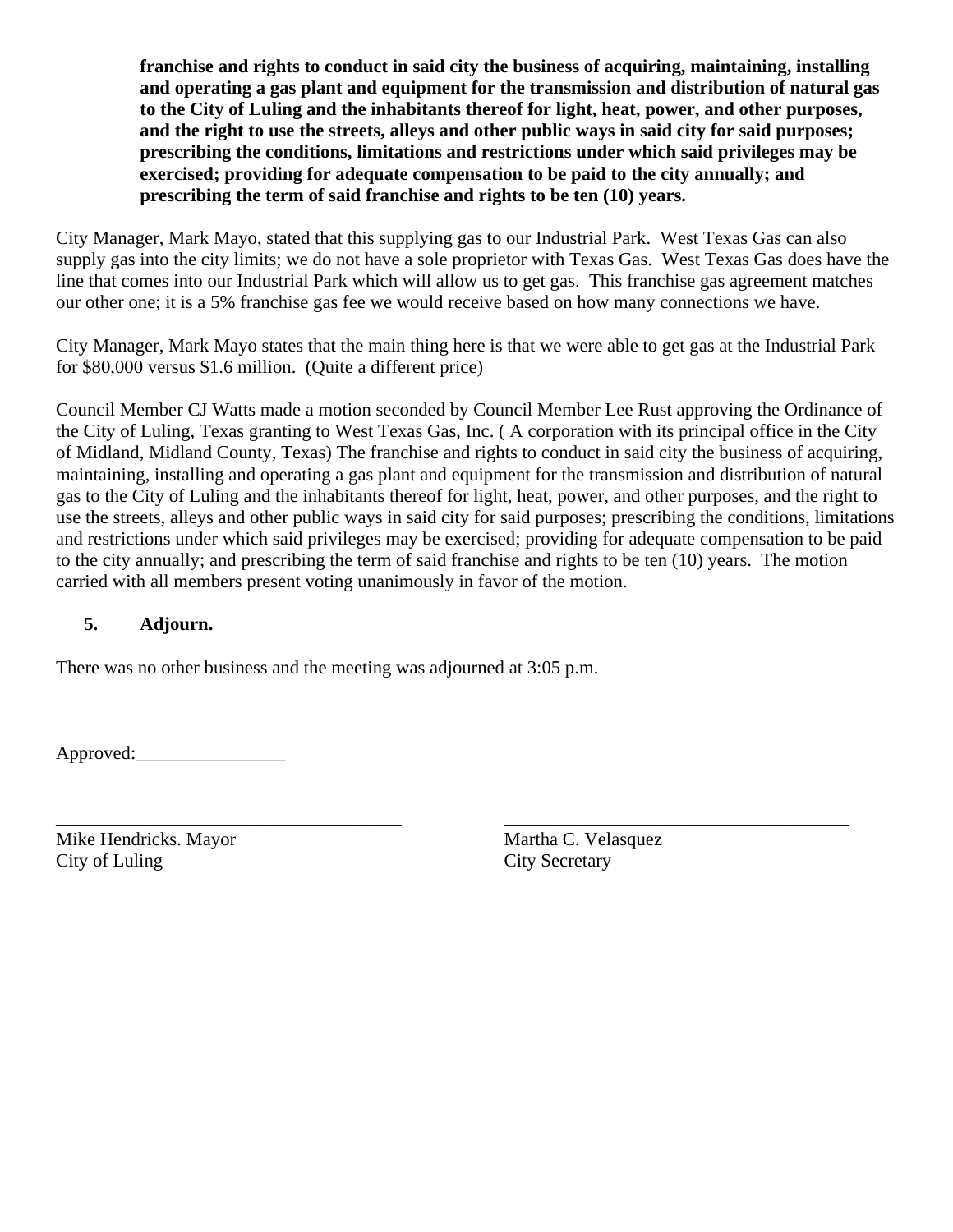**franchise and rights to conduct in said city the business of acquiring, maintaining, installing and operating a gas plant and equipment for the transmission and distribution of natural gas to the City of Luling and the inhabitants thereof for light, heat, power, and other purposes, and the right to use the streets, alleys and other public ways in said city for said purposes; prescribing the conditions, limitations and restrictions under which said privileges may be exercised; providing for adequate compensation to be paid to the city annually; and prescribing the term of said franchise and rights to be ten (10) years.**

City Manager, Mark Mayo, stated that this supplying gas to our Industrial Park. West Texas Gas can also supply gas into the city limits; we do not have a sole proprietor with Texas Gas. West Texas Gas does have the line that comes into our Industrial Park which will allow us to get gas. This franchise gas agreement matches our other one; it is a 5% franchise gas fee we would receive based on how many connections we have.

City Manager, Mark Mayo states that the main thing here is that we were able to get gas at the Industrial Park for $80,000 versus $1.6 million. (Quite a different price)

Council Member CJ Watts made a motion seconded by Council Member Lee Rust approving the Ordinance of the City of Luling, Texas granting to West Texas Gas, Inc. ( A corporation with its principal office in the City of Midland, Midland County, Texas) The franchise and rights to conduct in said city the business of acquiring, maintaining, installing and operating a gas plant and equipment for the transmission and distribution of natural gas to the City of Luling and the inhabitants thereof for light, heat, power, and other purposes, and the right to use the streets, alleys and other public ways in said city for said purposes; prescribing the conditions, limitations and restrictions under which said privileges may be exercised; providing for adequate compensation to be paid to the city annually; and prescribing the term of said franchise and rights to be ten (10) years. The motion carried with all members present voting unanimously in favor of the motion.

**5. Adjourn.**

There was no other business and the meeting was adjourned at 3:05 p.m.

Approved:________________

______________________________________ ______________________________________

Mike Hendricks. Mayor
City of Luling

Martha C. Velasquez
City Secretary